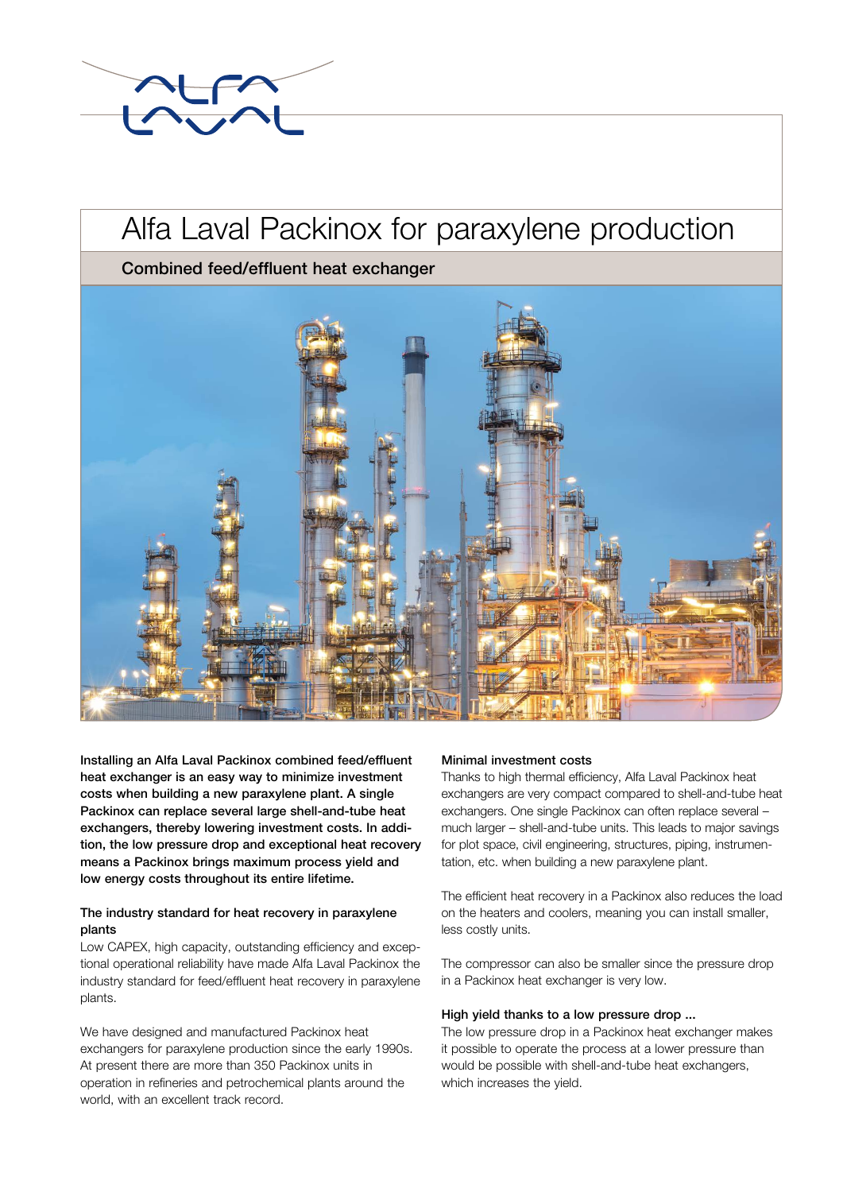# Alfa Laval Packinox for paraxylene production

## Combined feed/effluent heat exchanger

**Installing an Alfa Laval Packinox combined feed/effluent heat exchanger is an easy way to minimize investment costs when building a new paraxylene plant. A single Packinox can replace several large shell-and-tube heat exchangers, thereby lowering investment costs. In addition, the low pressure drop and exceptional heat recovery means a Packinox brings maximum process yield and low energy costs throughout its entire lifetime.**

### The industry standard for heat recovery in paraxylene plants

Low CAPEX, high capacity, outstanding efficiency and exceptional operational reliability have made Alfa Laval Packinox the industry standard for feed/effluent heat recovery in paraxylene plants.

We have designed and manufactured Packinox heat exchangers for paraxylene production since the early 1990s. At present there are more than 350 Packinox units in operation in refineries and petrochemical plants around the world, with an excellent track record.

### Minimal investment costs

Thanks to high thermal efficiency, Alfa Laval Packinox heat exchangers are very compact compared to shell-and-tube heat exchangers. One single Packinox can often replace several – much larger – shell-and-tube units. This leads to major savings for plot space, civil engineering, structures, piping, instrumentation, etc. when building a new paraxylene plant.

The efficient heat recovery in a Packinox also reduces the load on the heaters and coolers, meaning you can install smaller, less costly units.

The compressor can also be smaller since the pressure drop in a Packinox heat exchanger is very low.

### High yield thanks to a low pressure drop ...

The low pressure drop in a Packinox heat exchanger makes it possible to operate the process at a lower pressure than would be possible with shell-and-tube heat exchangers, which increases the yield.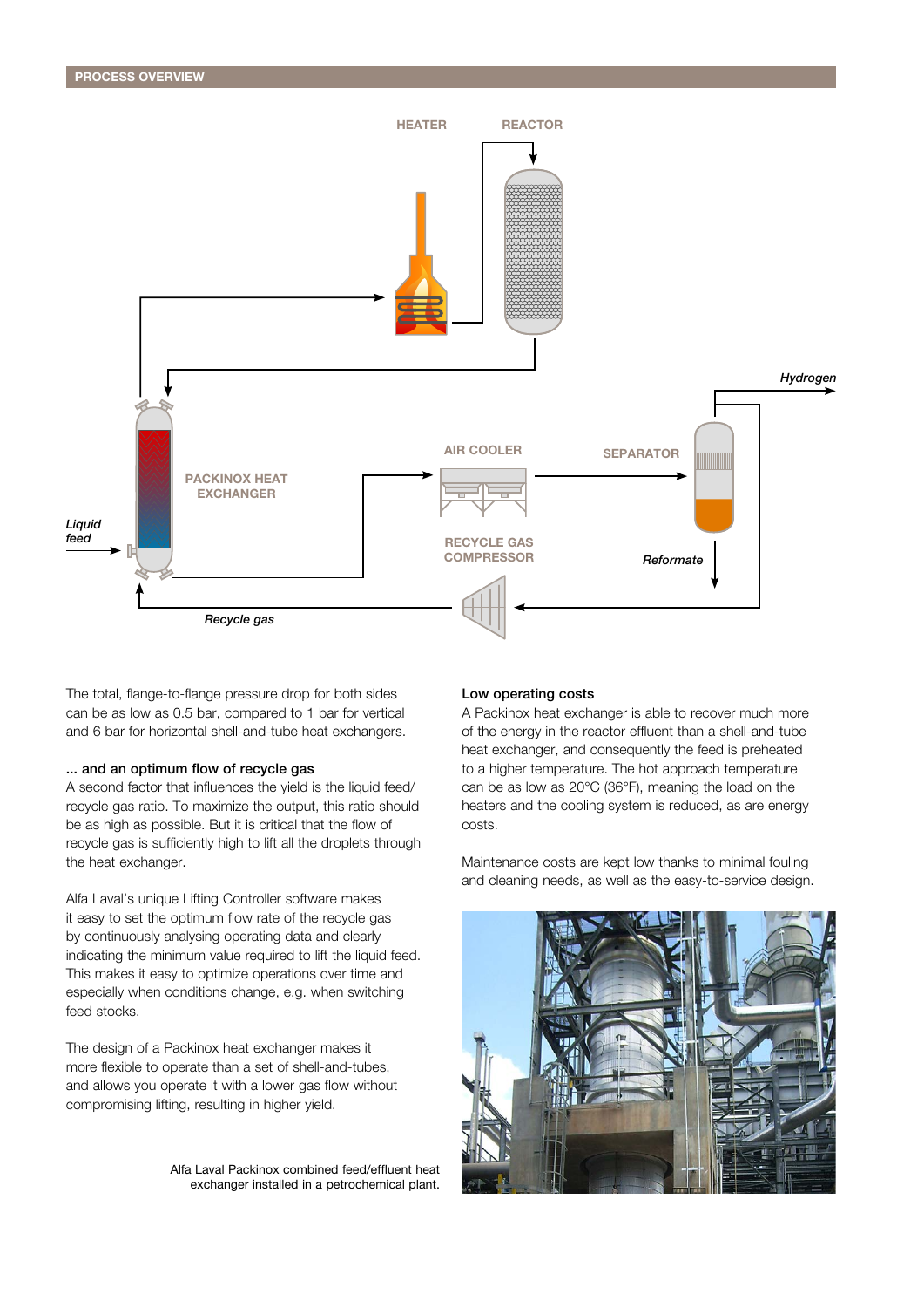## PROCESS OVERVIEW

HEATER

REACTOR

Hydrogen

AIR COOLER

SEPARATOR

PACKINOX HEAT EXCHANGER

*Liquid feed*

RECYCLE GAS COMPRESSOR

*Reformate*

*Recycle gas*

The total, flange-to-flange pressure drop for both sides can be as low as 0.5 bar, compared to 1 bar for vertical and 6 bar for horizontal shell-and-tube heat exchangers.

### ... and an optimum flow of recycle gas

A second factor that influences the yield is the liquid feed/recycle gas ratio. To maximize the output, this ratio should be as high as possible. But it is critical that the flow of recycle gas is sufficiently high to lift all the droplets through the heat exchanger.

Alfa Laval's unique Lifting Controller software makes it easy to set the optimum flow rate of the recycle gas by continuously analysing operating data and clearly indicating the minimum value required to lift the liquid feed. This makes it easy to optimize operations over time and especially when conditions change, e.g. when switching feed stocks.

The design of a Packinox heat exchanger makes it more flexible to operate than a set of shell-and-tubes, and allows you operate it with a lower gas flow without compromising lifting, resulting in higher yield.

### Low operating costs

A Packinox heat exchanger is able to recover much more of the energy in the reactor effluent than a shell-and-tube heat exchanger, and consequently the feed is preheated to a higher temperature. The hot approach temperature can be as low as 20°C (36°F), meaning the load on the heaters and the cooling system is reduced, as are energy costs.

Maintenance costs are kept low thanks to minimal fouling and cleaning needs, as well as the easy-to-service design.

Alfa Laval Packinox combined feed/effluent heat exchanger installed in a petrochemical plant.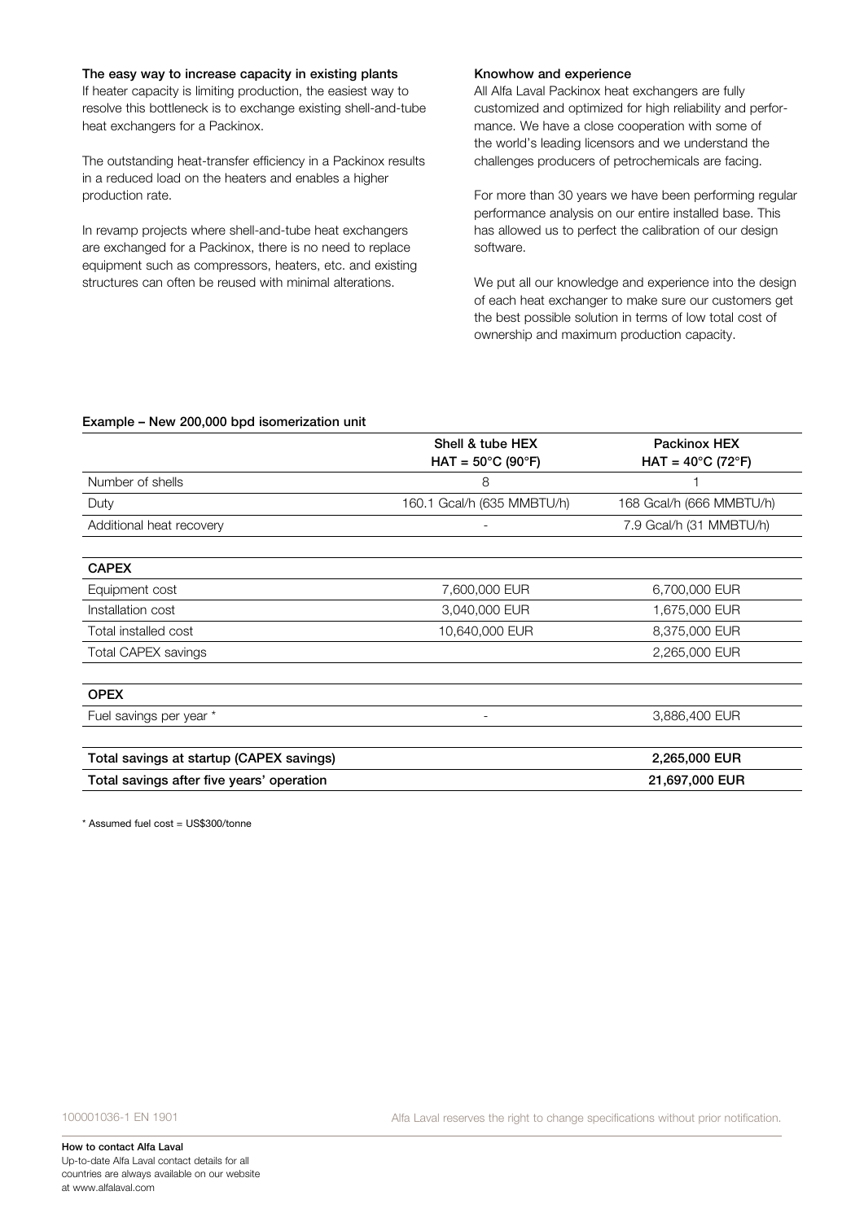### The easy way to increase capacity in existing plants

If heater capacity is limiting production, the easiest way to resolve this bottleneck is to exchange existing shell-and-tube heat exchangers for a Packinox.

The outstanding heat-transfer efficiency in a Packinox results in a reduced load on the heaters and enables a higher production rate.

In revamp projects where shell-and-tube heat exchangers are exchanged for a Packinox, there is no need to replace equipment such as compressors, heaters, etc. and existing structures can often be reused with minimal alterations.

### Knowhow and experience

All Alfa Laval Packinox heat exchangers are fully customized and optimized for high reliability and performance. We have a close cooperation with some of the world's leading licensors and we understand the challenges producers of petrochemicals are facing.

For more than 30 years we have been performing regular performance analysis on our entire installed base. This has allowed us to perfect the calibration of our design software.

We put all our knowledge and experience into the design of each heat exchanger to make sure our customers get the best possible solution in terms of low total cost of ownership and maximum production capacity.

### Example – New 200,000 bpd isomerization unit

| | Shell & tube HEX HAT = 50°C (90°F) | Packinox HEX HAT = 40°C (72°F) |
|---|---|---|
| Number of shells | 8 | 1 |
| Duty | 160.1 Gcal/h (635 MMBTU/h) | 168 Gcal/h (666 MMBTU/h) |
| Additional heat recovery | - | 7.9 Gcal/h (31 MMBTU/h) |
| **CAPEX** | | |
| Equipment cost | 7,600,000 EUR | 6,700,000 EUR |
| Installation cost | 3,040,000 EUR | 1,675,000 EUR |
| Total installed cost | 10,640,000 EUR | 8,375,000 EUR |
| Total CAPEX savings | | 2,265,000 EUR |
| **OPEX** | | |
| Fuel savings per year * | - | 3,886,400 EUR |
| **Total savings at startup (CAPEX savings)** | | **2,265,000 EUR** |
| **Total savings after five years' operation** | | **21,697,000 EUR** |

* Assumed fuel cost = US$300/tonne

100001036-1 EN 1901

Alfa Laval reserves the right to change specifications without prior notification.

**How to contact Alfa Laval**
Up-to-date Alfa Laval contact details for all countries are always available on our website at www.alfalaval.com